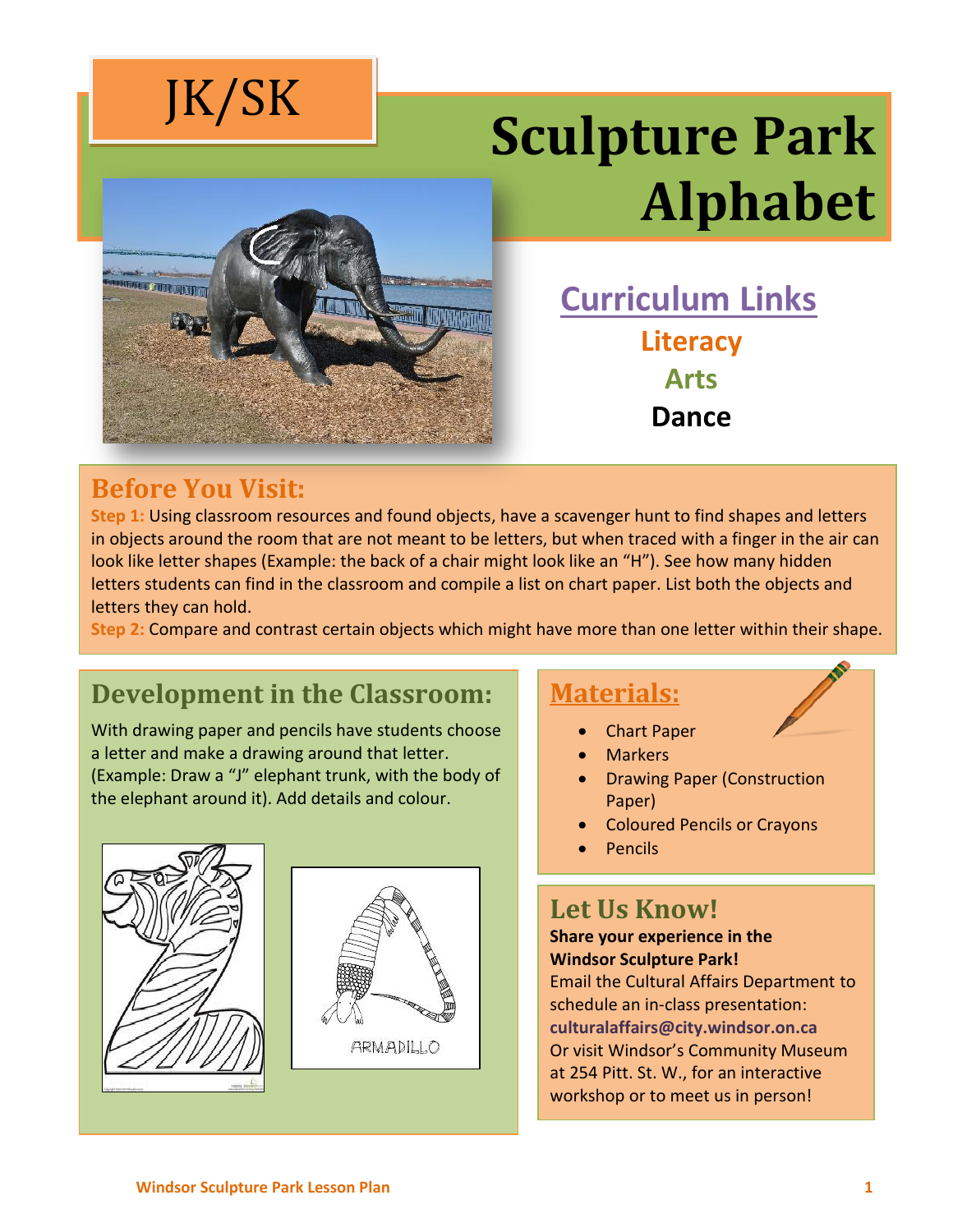JK/SK

# Sculpture Park Alphabet

## Curriculum Links

**Literacy**

**Arts**

**Dance**

## Before You Visit:

**Step 1:** Using classroom resources and found objects, have a scavenger hunt to find shapes and letters in objects around the room that are not meant to be letters, but when traced with a finger in the air can look like letter shapes (Example: the back of a chair might look like an "H"). See how many hidden letters students can find in the classroom and compile a list on chart paper. List both the objects and letters they can hold.

**Step 2:** Compare and contrast certain objects which might have more than one letter within their shape.

## Development in the Classroom:

With drawing paper and pencils have students choose a letter and make a drawing around that letter. (Example: Draw a "J" elephant trunk, with the body of the elephant around it). Add details and colour.

## Materials:

- Chart Paper
- Markers
- Drawing Paper (Construction Paper)
- Coloured Pencils or Crayons
- Pencils

## Let Us Know!

**Share your experience in the Windsor Sculpture Park!**

Email the Cultural Affairs Department to schedule an in-class presentation: **culturalaffairs@city.windsor.on.ca**

Or visit Windsor's Community Museum at 254 Pitt. St. W., for an interactive workshop or to meet us in person!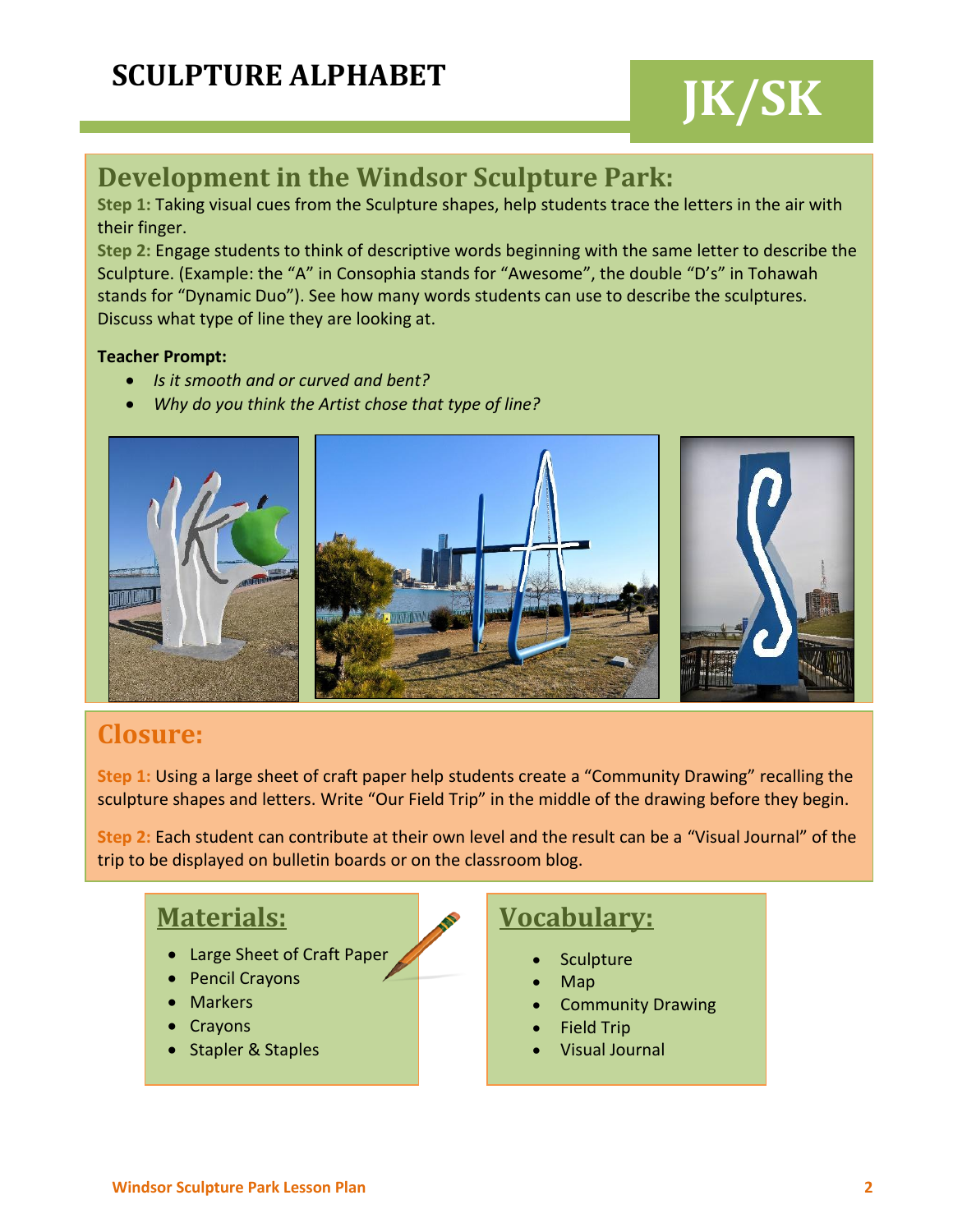# SCULPTURE ALPHABET

# JK/SK

## Development in the Windsor Sculpture Park:

**Step 1:** Taking visual cues from the Sculpture shapes, help students trace the letters in the air with their finger.

**Step 2:** Engage students to think of descriptive words beginning with the same letter to describe the Sculpture. (Example: the "A" in Consophia stands for "Awesome", the double "D's" in Tohawah stands for "Dynamic Duo"). See how many words students can use to describe the sculptures. Discuss what type of line they are looking at.

**Teacher Prompt:**

- *Is it smooth and or curved and bent?*
- *Why do you think the Artist chose that type of line?*

## Closure:

**Step 1:** Using a large sheet of craft paper help students create a "Community Drawing" recalling the sculpture shapes and letters. Write "Our Field Trip" in the middle of the drawing before they begin.

**Step 2:** Each student can contribute at their own level and the result can be a "Visual Journal" of the trip to be displayed on bulletin boards or on the classroom blog.

## Materials:

- Large Sheet of Craft Paper
- Pencil Crayons
- Markers
- Crayons
- Stapler & Staples

## Vocabulary:

- Sculpture
- Map
- Community Drawing
- Field Trip
- Visual Journal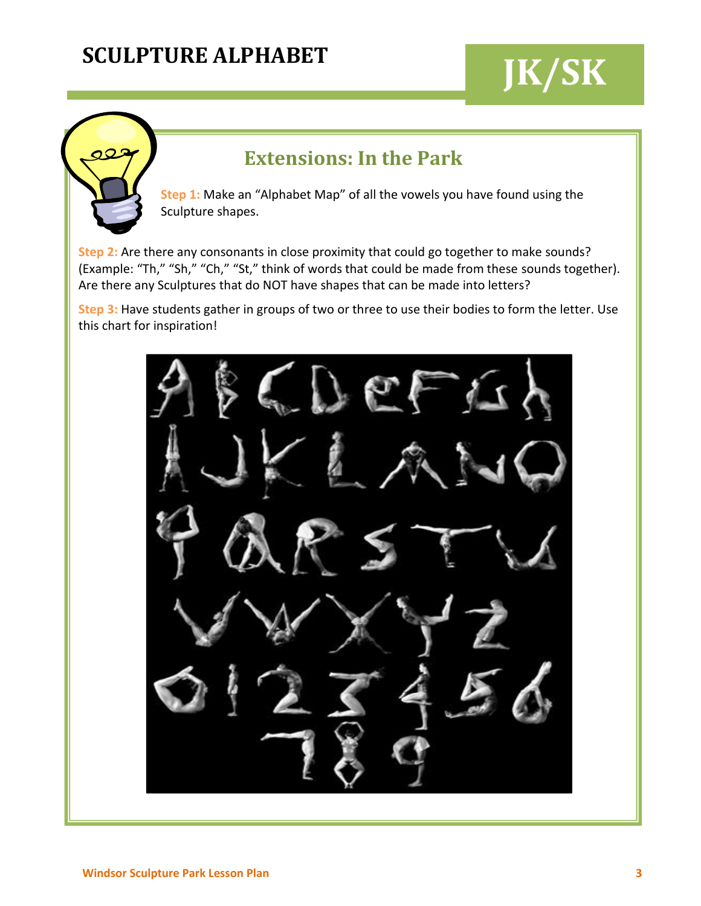# SCULPTURE ALPHABET

# JK/SK

## Extensions: In the Park

**Step 1:** Make an "Alphabet Map" of all the vowels you have found using the Sculpture shapes.

**Step 2:** Are there any consonants in close proximity that could go together to make sounds? (Example: "Th," "Sh," "Ch," "St," think of words that could be made from these sounds together). Are there any Sculptures that do NOT have shapes that can be made into letters?

**Step 3:** Have students gather in groups of two or three to use their bodies to form the letter. Use this chart for inspiration!